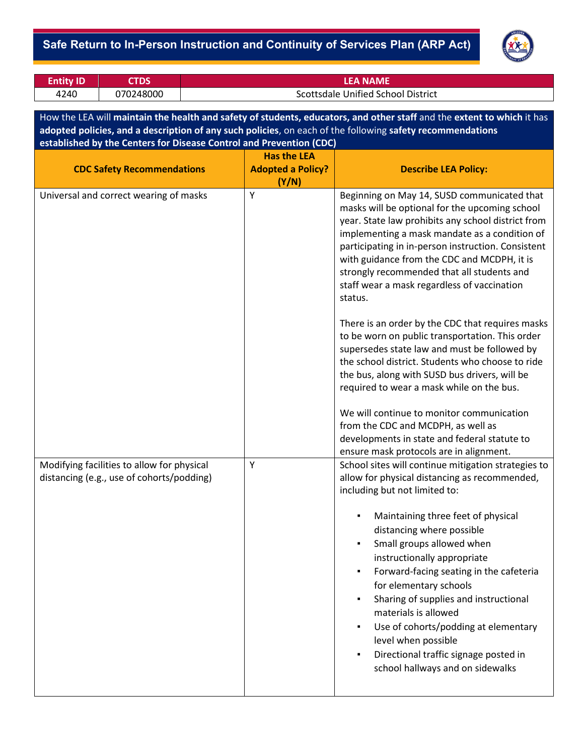# Safe Return to In-Person Instruction and Continuity of Services Plan (ARP Act)

| Entity ID | CTDS | LEA NAME |
|---|---|---|
| 4240 | 070248000 | Scottsdale Unified School District |

How the LEA will **maintain the health and safety of students, educators, and other staff** and the **extent to which** it has **adopted policies, and a description of any such policies**, on each of the following **safety recommendations established by the Centers for Disease Control and Prevention (CDC)**

| CDC Safety Recommendations | Has the LEA Adopted a Policy? (Y/N) | Describe LEA Policy: |
|---|---|---|
| Universal and correct wearing of masks | Y | Beginning on May 14, SUSD communicated that masks will be optional for the upcoming school year. State law prohibits any school district from implementing a mask mandate as a condition of participating in in-person instruction. Consistent with guidance from the CDC and MCDPH, it is strongly recommended that all students and staff wear a mask regardless of vaccination status.<br><br>There is an order by the CDC that requires masks to be worn on public transportation. This order supersedes state law and must be followed by the school district. Students who choose to ride the bus, along with SUSD bus drivers, will be required to wear a mask while on the bus.<br><br>We will continue to monitor communication from the CDC and MCDPH, as well as developments in state and federal statute to ensure mask protocols are in alignment. |
| Modifying facilities to allow for physical distancing (e.g., use of cohorts/podding) | Y | School sites will continue mitigation strategies to allow for physical distancing as recommended, including but not limited to:<br><br>▪ Maintaining three feet of physical distancing where possible<br>▪ Small groups allowed when instructionally appropriate<br>▪ Forward-facing seating in the cafeteria for elementary schools<br>▪ Sharing of supplies and instructional materials is allowed<br>▪ Use of cohorts/podding at elementary level when possible<br>▪ Directional traffic signage posted in school hallways and on sidewalks |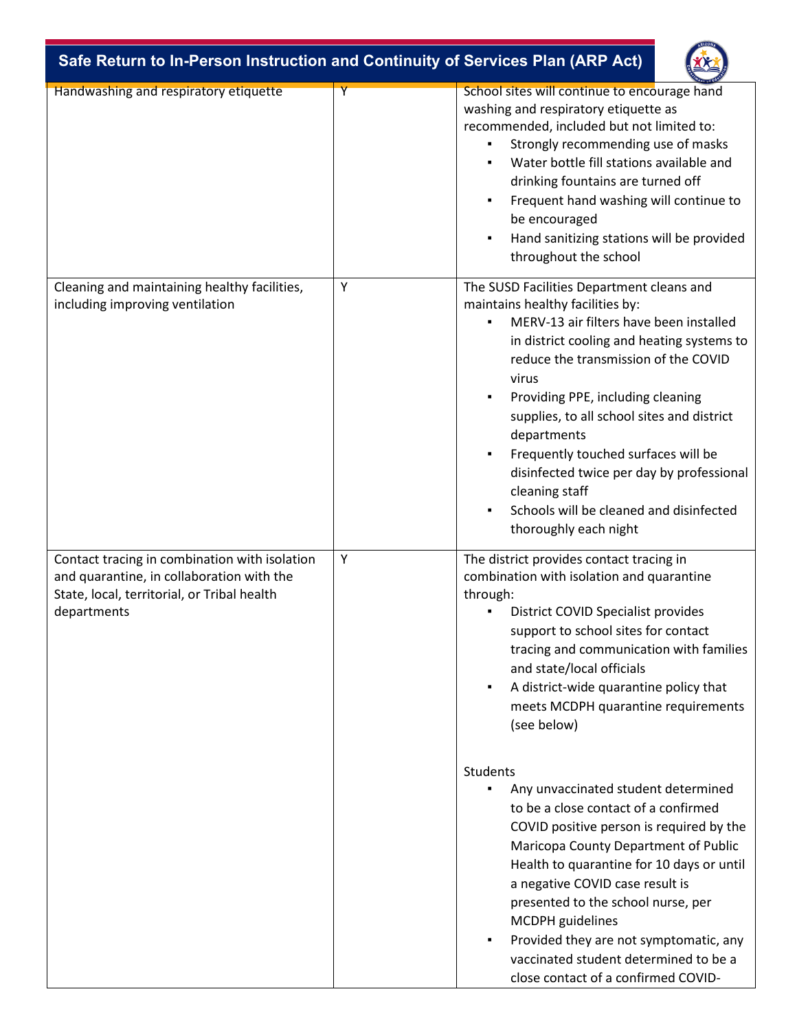| Handwashing and respiratory etiquette | Y | School sites will continue to encourage hand washing and respiratory etiquette as recommended, included but not limited to:<br>▪ Strongly recommending use of masks<br>▪ Water bottle fill stations available and drinking fountains are turned off<br>▪ Frequent hand washing will continue to be encouraged<br>▪ Hand sanitizing stations will be provided throughout the school |
|---|---|---|
| Cleaning and maintaining healthy facilities, including improving ventilation | Y | The SUSD Facilities Department cleans and maintains healthy facilities by:<br>▪ MERV-13 air filters have been installed in district cooling and heating systems to reduce the transmission of the COVID virus<br>▪ Providing PPE, including cleaning supplies, to all school sites and district departments<br>▪ Frequently touched surfaces will be disinfected twice per day by professional cleaning staff<br>▪ Schools will be cleaned and disinfected thoroughly each night |
| Contact tracing in combination with isolation and quarantine, in collaboration with the State, local, territorial, or Tribal health departments | Y | The district provides contact tracing in combination with isolation and quarantine through:<br>▪ District COVID Specialist provides support to school sites for contact tracing and communication with families and state/local officials<br>▪ A district-wide quarantine policy that meets MCDPH quarantine requirements (see below)<br><br>Students<br>▪ Any unvaccinated student determined to be a close contact of a confirmed COVID positive person is required by the Maricopa County Department of Public Health to quarantine for 10 days or until a negative COVID case result is presented to the school nurse, per MCDPH guidelines<br>▪ Provided they are not symptomatic, any vaccinated student determined to be a close contact of a confirmed COVID- |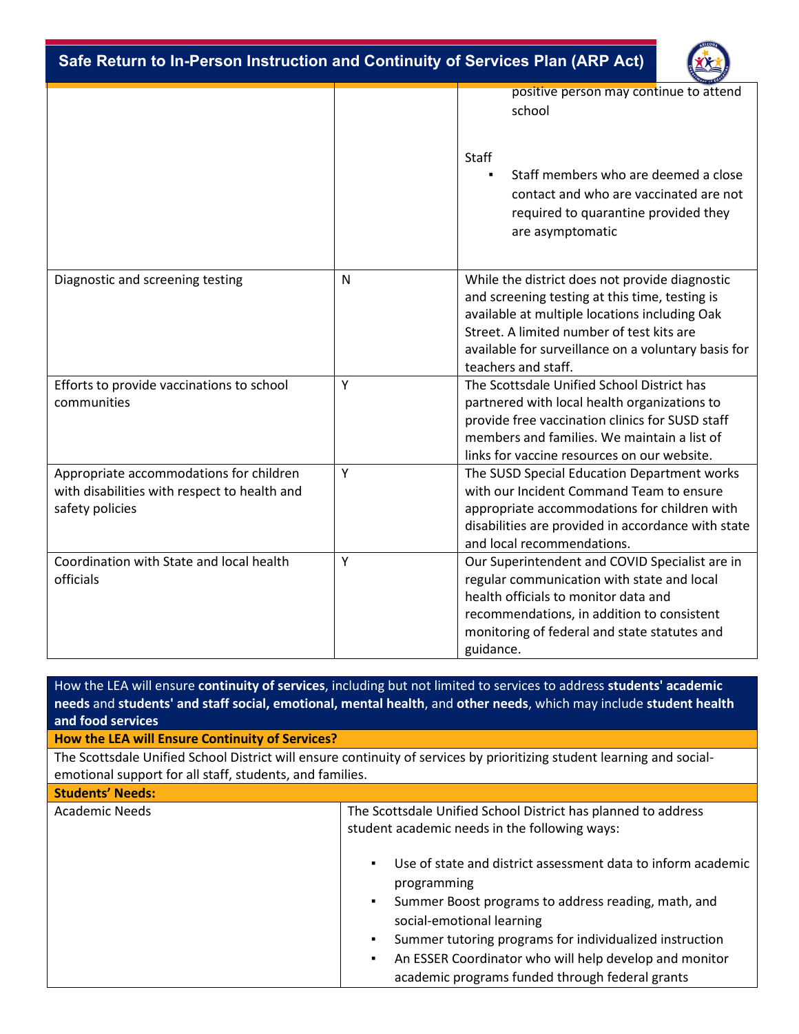| | | |
|---|---|---|
| | | positive person may continue to attend school<br><br>Staff<br>▪ Staff members who are deemed a close contact and who are vaccinated are not required to quarantine provided they are asymptomatic |
| Diagnostic and screening testing | N | While the district does not provide diagnostic and screening testing at this time, testing is available at multiple locations including Oak Street. A limited number of test kits are available for surveillance on a voluntary basis for teachers and staff. |
| Efforts to provide vaccinations to school communities | Y | The Scottsdale Unified School District has partnered with local health organizations to provide free vaccination clinics for SUSD staff members and families. We maintain a list of links for vaccine resources on our website. |
| Appropriate accommodations for children with disabilities with respect to health and safety policies | Y | The SUSD Special Education Department works with our Incident Command Team to ensure appropriate accommodations for children with disabilities are provided in accordance with state and local recommendations. |
| Coordination with State and local health officials | Y | Our Superintendent and COVID Specialist are in regular communication with state and local health officials to monitor data and recommendations, in addition to consistent monitoring of federal and state statutes and guidance. |

How the LEA will ensure **continuity of services**, including but not limited to services to address **students' academic needs** and **students' and staff social, emotional, mental health**, and **other needs**, which may include **student health and food services**

**How the LEA will Ensure Continuity of Services?**

The Scottsdale Unified School District will ensure continuity of services by prioritizing student learning and social-emotional support for all staff, students, and families.

**Students' Needs:**

| | |
|---|---|
| Academic Needs | The Scottsdale Unified School District has planned to address student academic needs in the following ways:<br><br>▪ Use of state and district assessment data to inform academic programming<br>▪ Summer Boost programs to address reading, math, and social-emotional learning<br>▪ Summer tutoring programs for individualized instruction<br>▪ An ESSER Coordinator who will help develop and monitor academic programs funded through federal grants |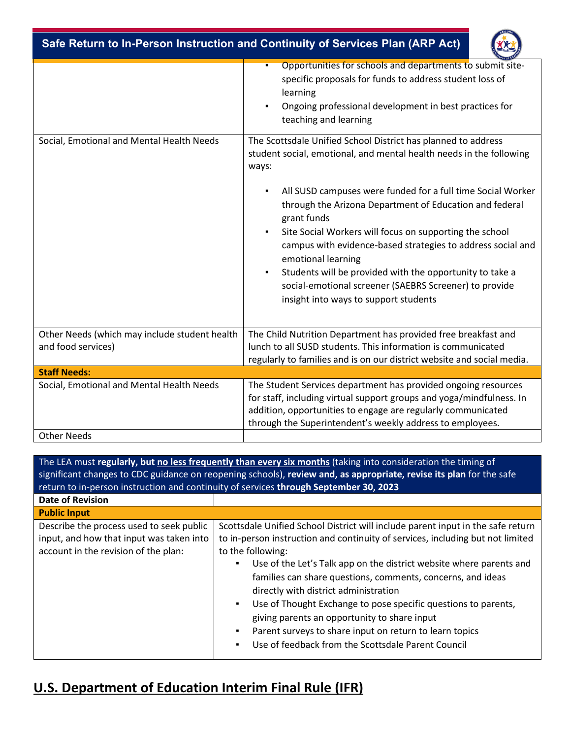| | |
|---|---|
| | ▪ Opportunities for schools and departments to submit site-specific proposals for funds to address student loss of learning<br>▪ Ongoing professional development in best practices for teaching and learning |
| Social, Emotional and Mental Health Needs | The Scottsdale Unified School District has planned to address student social, emotional, and mental health needs in the following ways:<br><br>▪ All SUSD campuses were funded for a full time Social Worker through the Arizona Department of Education and federal grant funds<br>▪ Site Social Workers will focus on supporting the school campus with evidence-based strategies to address social and emotional learning<br>▪ Students will be provided with the opportunity to take a social-emotional screener (SAEBRS Screener) to provide insight into ways to support students |
| Other Needs (which may include student health and food services) | The Child Nutrition Department has provided free breakfast and lunch to all SUSD students. This information is communicated regularly to families and is on our district website and social media. |
| **Staff Needs:** | |
| Social, Emotional and Mental Health Needs | The Student Services department has provided ongoing resources for staff, including virtual support groups and yoga/mindfulness. In addition, opportunities to engage are regularly communicated through the Superintendent's weekly address to employees. |
| Other Needs | |

| The LEA must **regularly, but <u>no less frequently than every six months</u>** (taking into consideration the timing of significant changes to CDC guidance on reopening schools), **review and, as appropriate, revise its plan** for the safe return to in-person instruction and continuity of services **through September 30, 2023** | |
|---|---|
| **Date of Revision** | |
| **Public Input** | |
| Describe the process used to seek public input, and how that input was taken into account in the revision of the plan: | Scottsdale Unified School District will include parent input in the safe return to in-person instruction and continuity of services, including but not limited to the following:<br>▪ Use of the Let's Talk app on the district website where parents and families can share questions, comments, concerns, and ideas directly with district administration<br>▪ Use of Thought Exchange to pose specific questions to parents, giving parents an opportunity to share input<br>▪ Parent surveys to share input on return to learn topics<br>▪ Use of feedback from the Scottsdale Parent Council |

## U.S. Department of Education Interim Final Rule (IFR)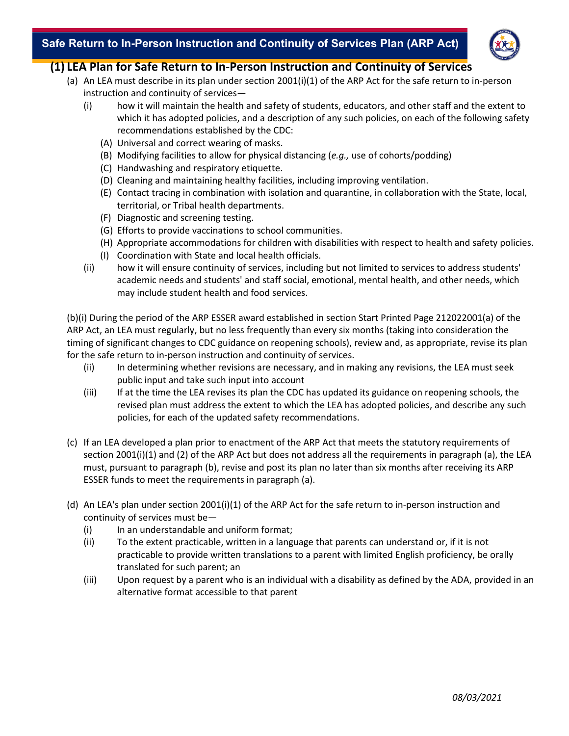## (1) LEA Plan for Safe Return to In-Person Instruction and Continuity of Services

(a) An LEA must describe in its plan under section 2001(i)(1) of the ARP Act for the safe return to in-person instruction and continuity of services—

(i) how it will maintain the health and safety of students, educators, and other staff and the extent to which it has adopted policies, and a description of any such policies, on each of the following safety recommendations established by the CDC:

(A) Universal and correct wearing of masks.
(B) Modifying facilities to allow for physical distancing (*e.g.,* use of cohorts/podding)
(C) Handwashing and respiratory etiquette.
(D) Cleaning and maintaining healthy facilities, including improving ventilation.
(E) Contact tracing in combination with isolation and quarantine, in collaboration with the State, local, territorial, or Tribal health departments.
(F) Diagnostic and screening testing.
(G) Efforts to provide vaccinations to school communities.
(H) Appropriate accommodations for children with disabilities with respect to health and safety policies.
(I) Coordination with State and local health officials.

(ii) how it will ensure continuity of services, including but not limited to services to address students' academic needs and students' and staff social, emotional, mental health, and other needs, which may include student health and food services.

(b)(i) During the period of the ARP ESSER award established in section Start Printed Page 212022001(a) of the ARP Act, an LEA must regularly, but no less frequently than every six months (taking into consideration the timing of significant changes to CDC guidance on reopening schools), review and, as appropriate, revise its plan for the safe return to in-person instruction and continuity of services.

(ii) In determining whether revisions are necessary, and in making any revisions, the LEA must seek public input and take such input into account

(iii) If at the time the LEA revises its plan the CDC has updated its guidance on reopening schools, the revised plan must address the extent to which the LEA has adopted policies, and describe any such policies, for each of the updated safety recommendations.

(c) If an LEA developed a plan prior to enactment of the ARP Act that meets the statutory requirements of section 2001(i)(1) and (2) of the ARP Act but does not address all the requirements in paragraph (a), the LEA must, pursuant to paragraph (b), revise and post its plan no later than six months after receiving its ARP ESSER funds to meet the requirements in paragraph (a).

(d) An LEA's plan under section 2001(i)(1) of the ARP Act for the safe return to in-person instruction and continuity of services must be—

(i) In an understandable and uniform format;

(ii) To the extent practicable, written in a language that parents can understand or, if it is not practicable to provide written translations to a parent with limited English proficiency, be orally translated for such parent; an

(iii) Upon request by a parent who is an individual with a disability as defined by the ADA, provided in an alternative format accessible to that parent

*08/03/2021*